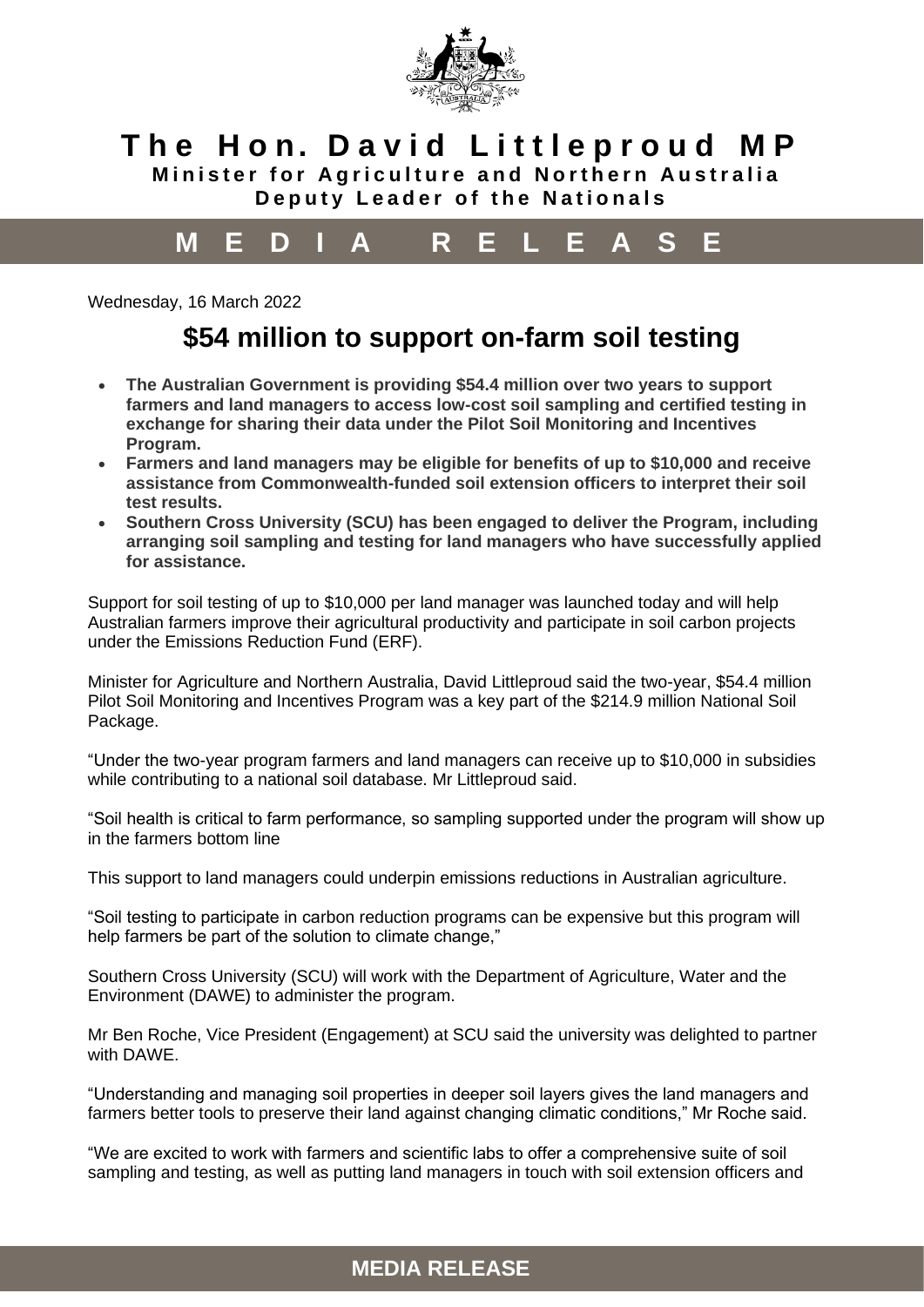**The Hon. David Littleproud MP**
**Minister for Agriculture and Northern Australia**
**Deputy Leader of the Nationals**

**MEDIA RELEASE**

Wednesday, 16 March 2022

# $54 million to support on-farm soil testing

- **The Australian Government is providing $54.4 million over two years to support farmers and land managers to access low-cost soil sampling and certified testing in exchange for sharing their data under the Pilot Soil Monitoring and Incentives Program.**
- **Farmers and land managers may be eligible for benefits of up to $10,000 and receive assistance from Commonwealth-funded soil extension officers to interpret their soil test results.**
- **Southern Cross University (SCU) has been engaged to deliver the Program, including arranging soil sampling and testing for land managers who have successfully applied for assistance.**

Support for soil testing of up to $10,000 per land manager was launched today and will help Australian farmers improve their agricultural productivity and participate in soil carbon projects under the Emissions Reduction Fund (ERF).

Minister for Agriculture and Northern Australia, David Littleproud said the two-year, $54.4 million Pilot Soil Monitoring and Incentives Program was a key part of the $214.9 million National Soil Package.

"Under the two-year program farmers and land managers can receive up to $10,000 in subsidies while contributing to a national soil database. Mr Littleproud said.

"Soil health is critical to farm performance, so sampling supported under the program will show up in the farmers bottom line

This support to land managers could underpin emissions reductions in Australian agriculture.

"Soil testing to participate in carbon reduction programs can be expensive but this program will help farmers be part of the solution to climate change,"

Southern Cross University (SCU) will work with the Department of Agriculture, Water and the Environment (DAWE) to administer the program.

Mr Ben Roche, Vice President (Engagement) at SCU said the university was delighted to partner with DAWE.

"Understanding and managing soil properties in deeper soil layers gives the land managers and farmers better tools to preserve their land against changing climatic conditions," Mr Roche said.

"We are excited to work with farmers and scientific labs to offer a comprehensive suite of soil sampling and testing, as well as putting land managers in touch with soil extension officers and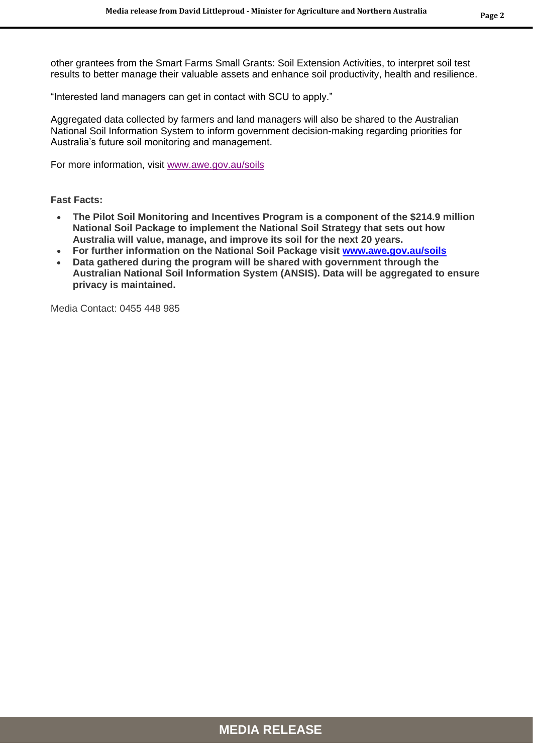other grantees from the Smart Farms Small Grants: Soil Extension Activities, to interpret soil test results to better manage their valuable assets and enhance soil productivity, health and resilience.

"Interested land managers can get in contact with SCU to apply."

Aggregated data collected by farmers and land managers will also be shared to the Australian National Soil Information System to inform government decision-making regarding priorities for Australia's future soil monitoring and management.

For more information, visit [www.awe.gov.au/soils](http://www.awe.gov.au/soils)

**Fast Facts:**

- **The Pilot Soil Monitoring and Incentives Program is a component of the $214.9 million National Soil Package to implement the National Soil Strategy that sets out how Australia will value, manage, and improve its soil for the next 20 years.**
- **For further information on the National Soil Package visit [www.awe.gov.au/soils](http://www.awe.gov.au/soils)**
- **Data gathered during the program will be shared with government through the Australian National Soil Information System (ANSIS). Data will be aggregated to ensure privacy is maintained.**

Media Contact: 0455 448 985